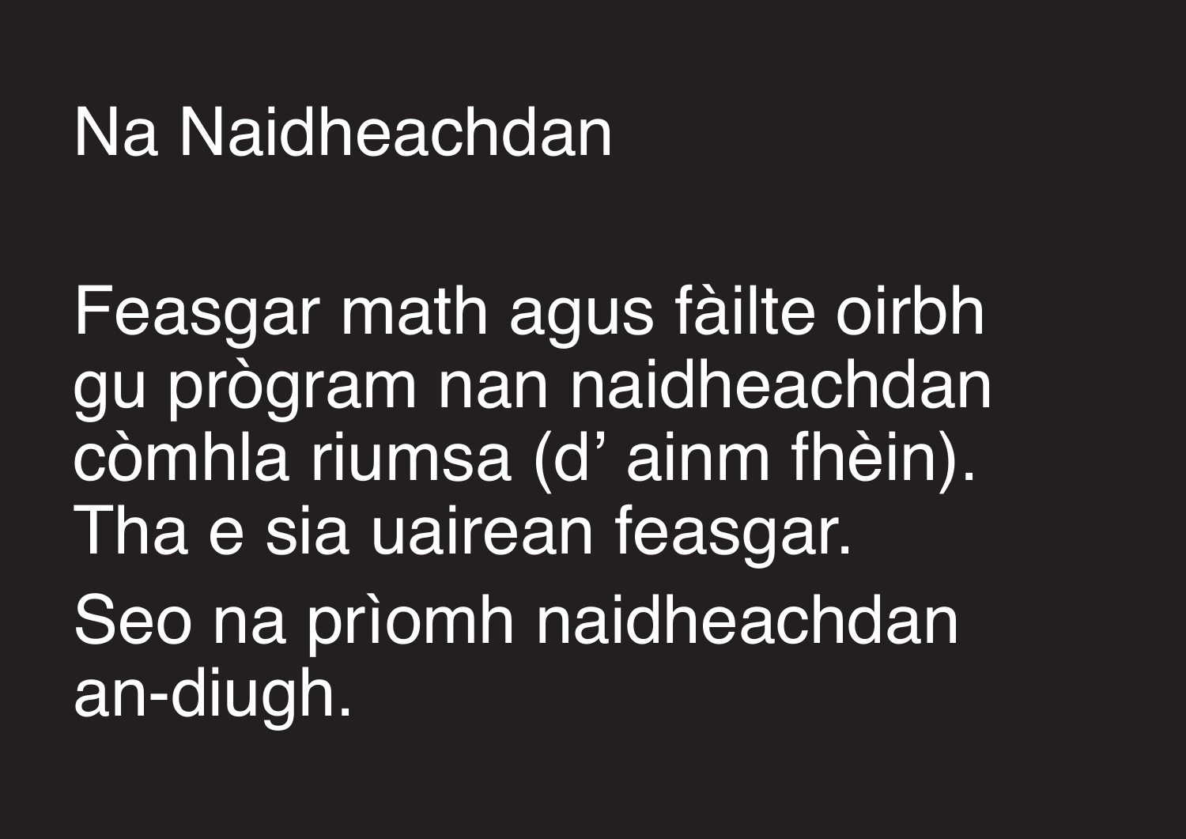# Na Naidheachdan

Feasgar math agus fàilte oirbh gu prògram nan naidheachdan còmhla riumsa (d' ainm fhèin). Tha e sia uairean feasgar.

Seo na prìomh naidheachdan an-diugh.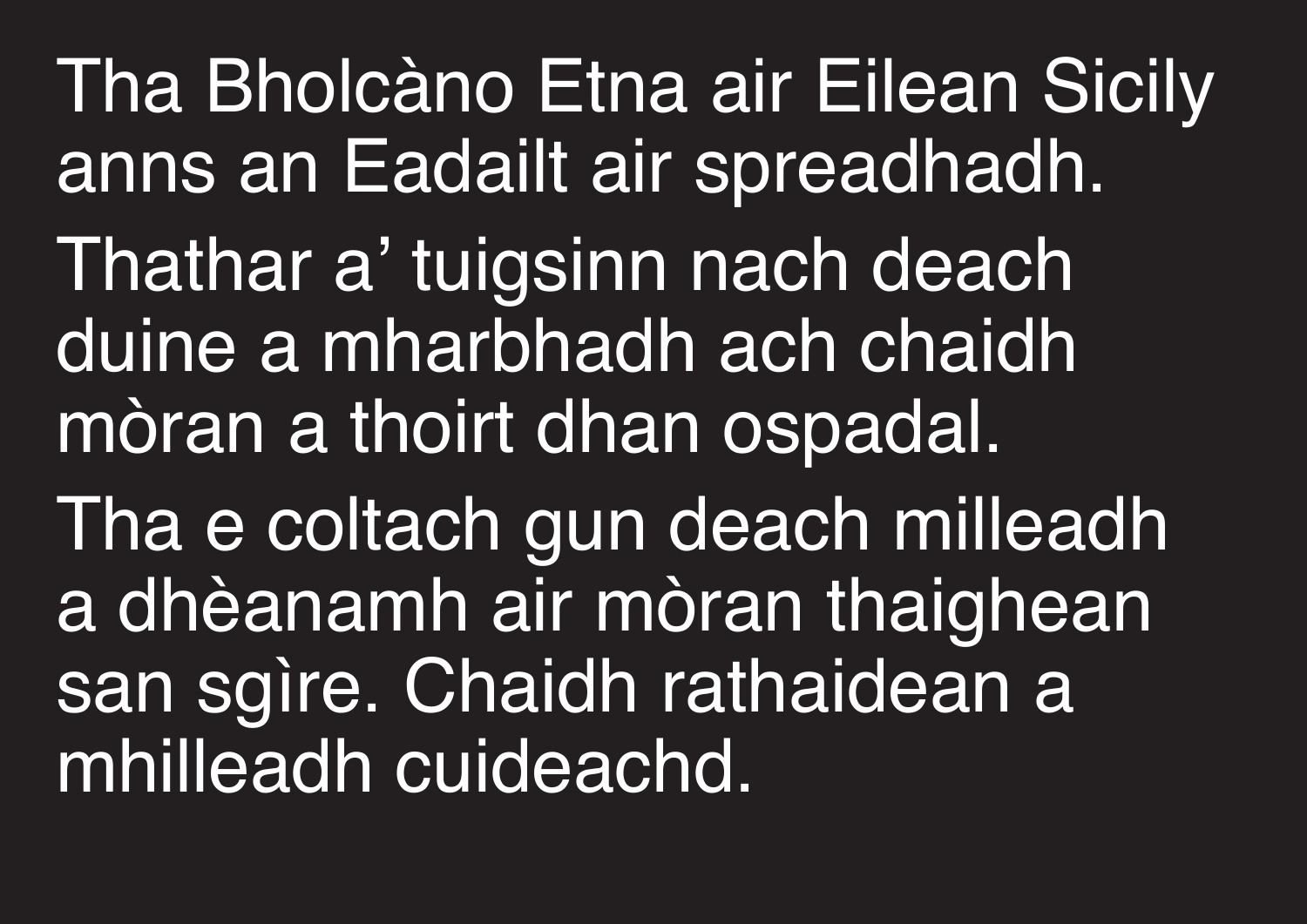Tha Bholcàno Etna air Eilean Sicily anns an Eadailt air spreadhadh.

Thathar a’ tuigsinn nach deach duine a mharbhadh ach chaidh mòran a thoirt dhan ospadal.

Tha e coltach gun deach milleadh a dhèanamh air mòran thaighean san sgìre. Chaidh rathaidean a mhilleadh cuideachd.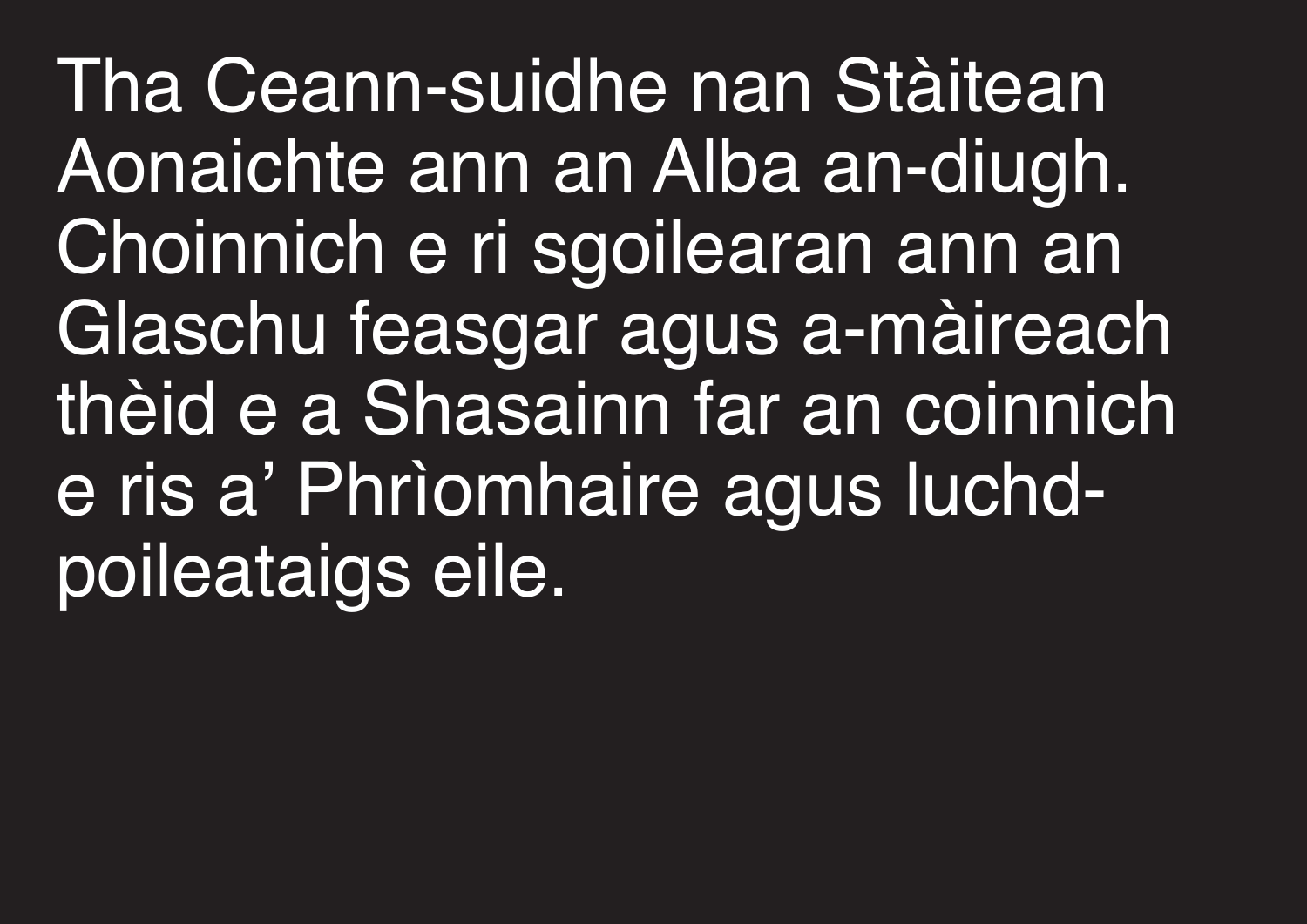Tha Ceann-suidhe nan Stàitean Aonaichte ann an Alba an-diugh. Choinnich e ri sgoilearan ann an Glaschu feasgar agus a-màireach thèid e a Shasainn far an coinnich e ris a' Phrìomhaire agus luchd-poileataigs eile.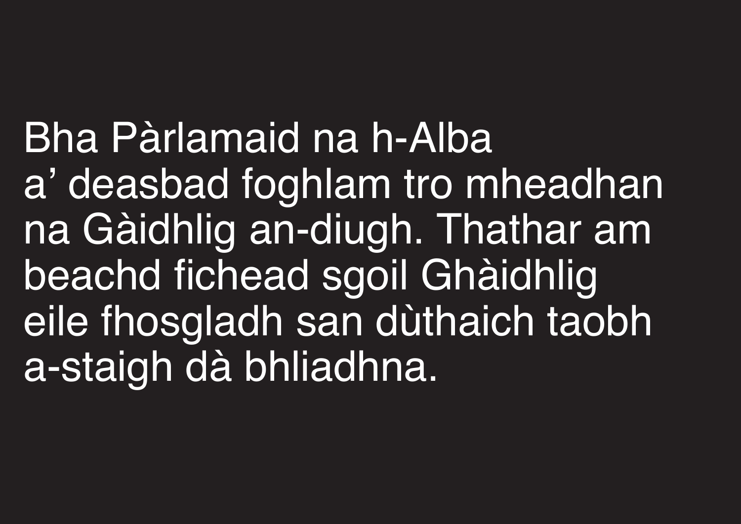Bha Pàrlamaid na h-Alba a’ deasbad foghlam tro mheadhan na Gàidhlig an-diugh. Thathar am beachd fichead sgoil Ghàidhlig eile fhosgladh san dùthaich taobh a-staigh dà bhliadhna.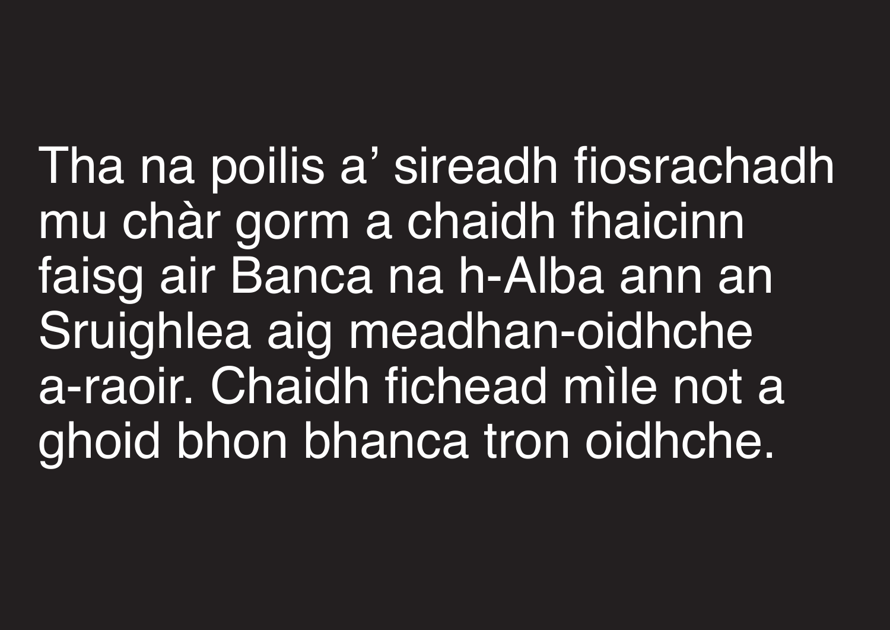Tha na poilis a' sireadh fiosrachadh mu chàr gorm a chaidh fhaicinn faisg air Banca na h-Alba ann an Sruighlea aig meadhan-oidhche a-raoir. Chaidh fichead mìle not a ghoid bhon bhanca tron oidhche.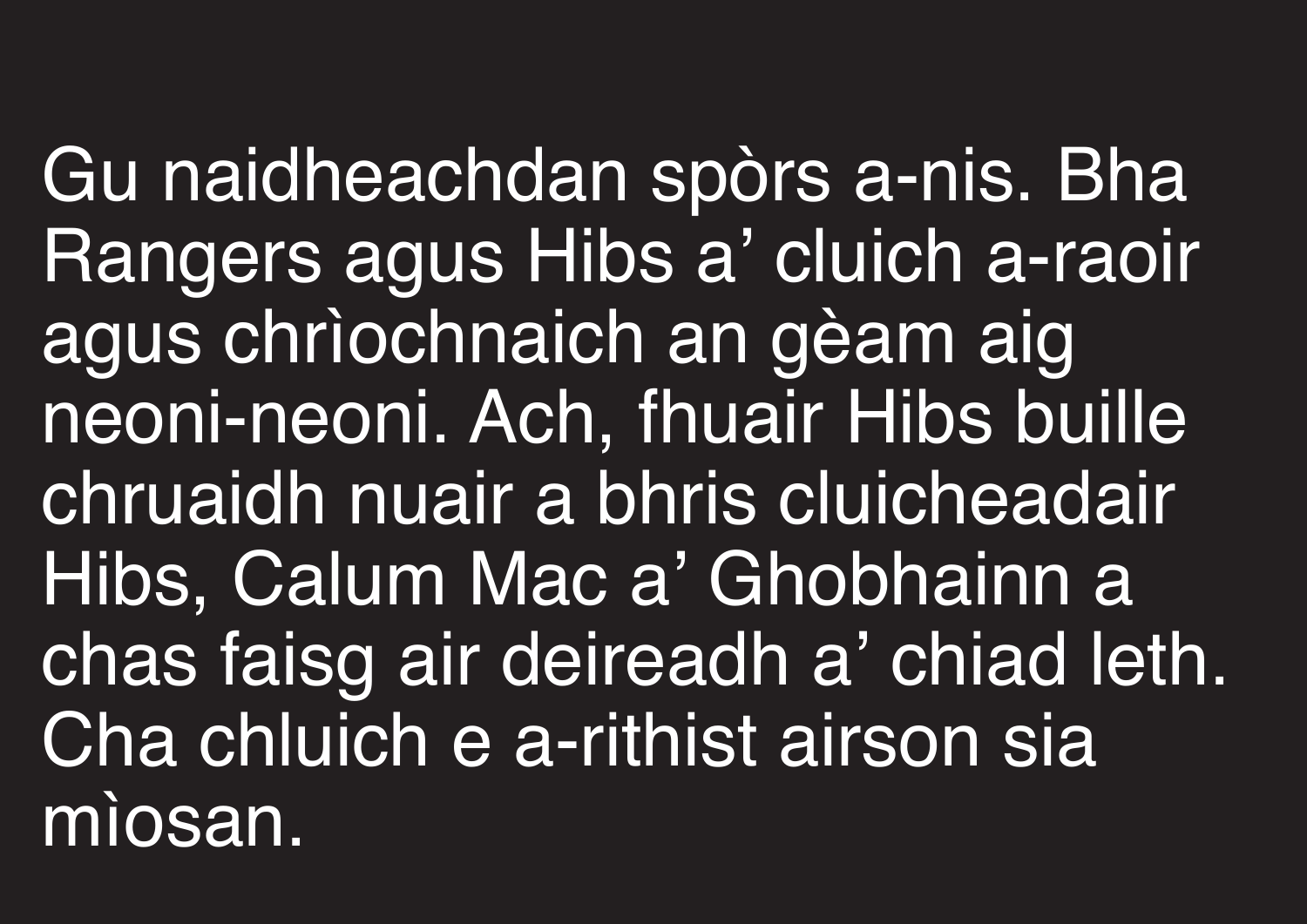Gu naidheachdan spòrs a-nis. Bha Rangers agus Hibs a' cluich a-raoir agus chrìochnaich an gèam aig neoni-neoni. Ach, fhuair Hibs buille chruaidh nuair a bhris cluicheadair Hibs, Calum Mac a' Ghobhainn a chas faisg air deireadh a' chiad leth. Cha chluich e a-rithist airson sia mìosan.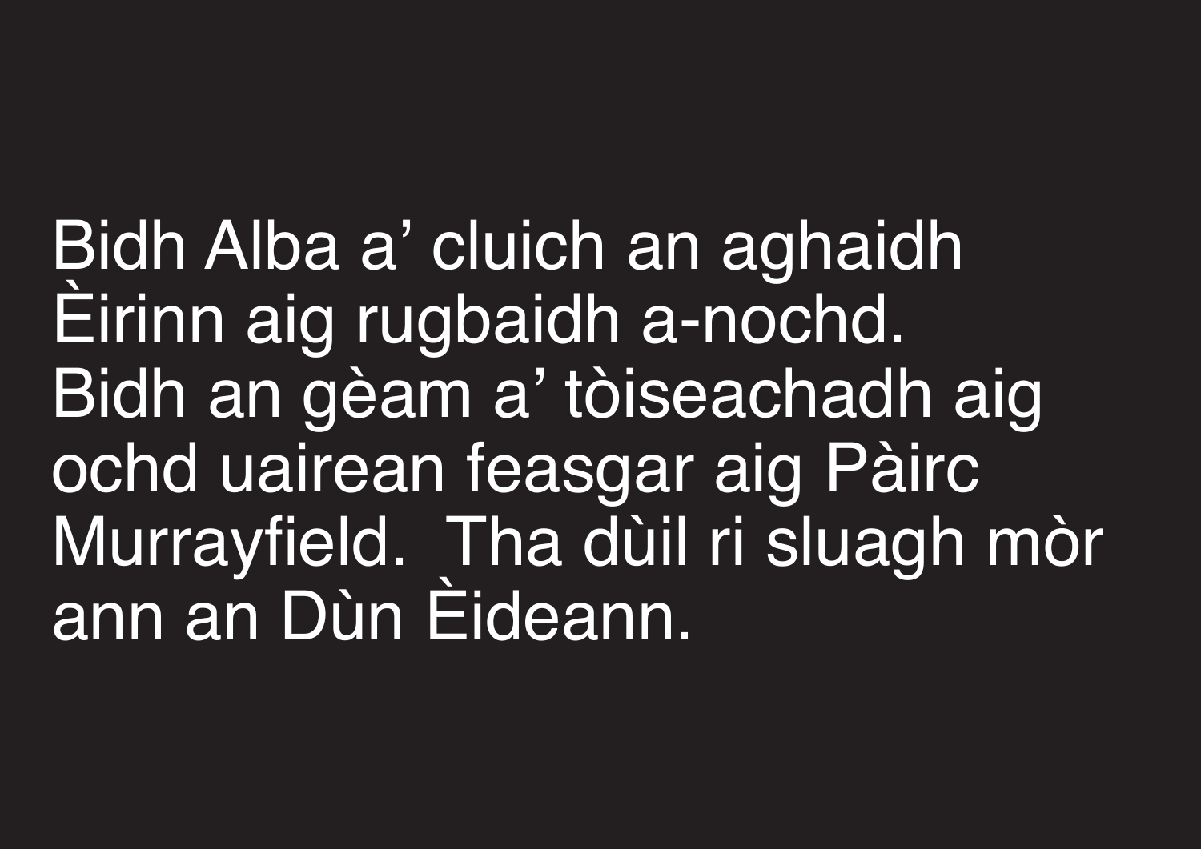Bidh Alba a’ cluich an aghaidh Èirinn aig rugbaidh a-nochd. Bidh an gèam a’ tòiseachadh aig ochd uairean feasgar aig Pàirc Murrayfield. Tha dùil ri sluagh mòr ann an Dùn Èideann.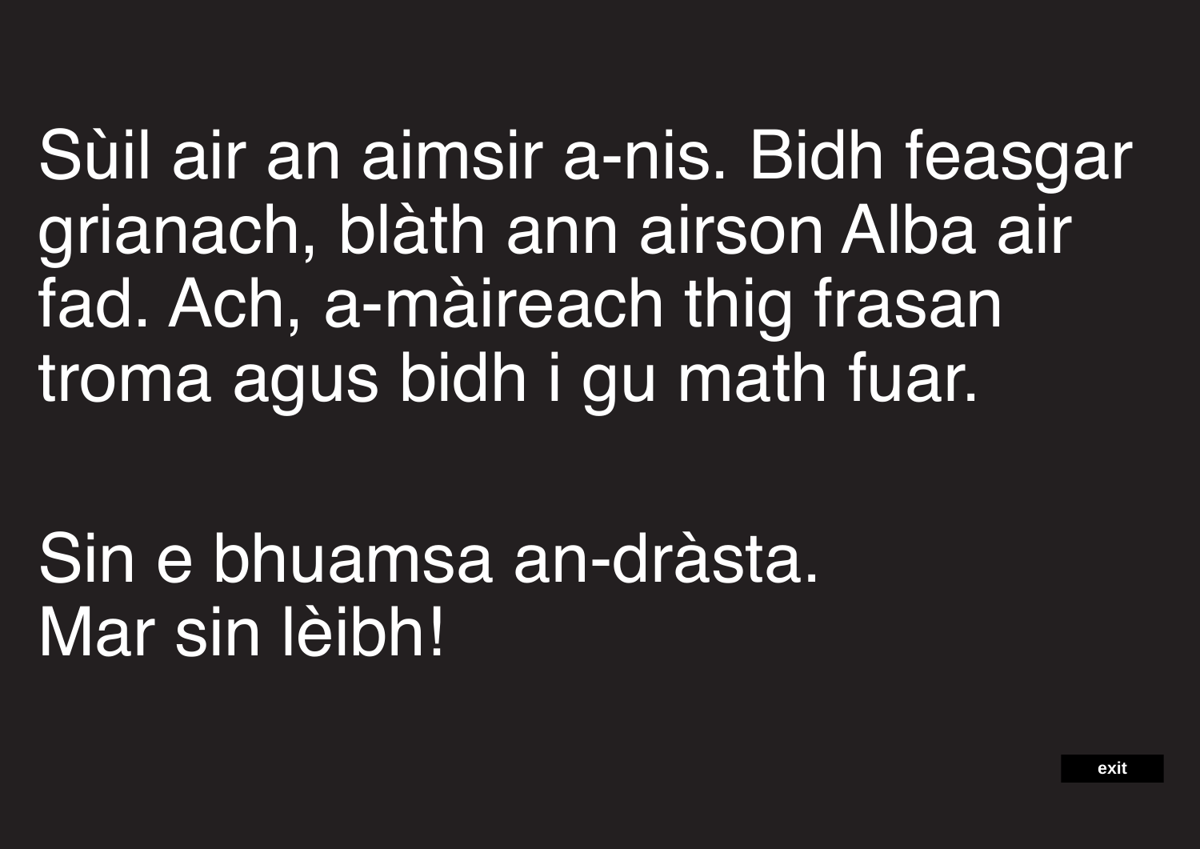Sùil air an aimsir a-nis. Bidh feasgar grianach, blàth ann airson Alba air fad. Ach, a-màireach thig frasan troma agus bidh i gu math fuar.

Sin e bhuamsa an-dràsta.
Mar sin lèibh!

exit